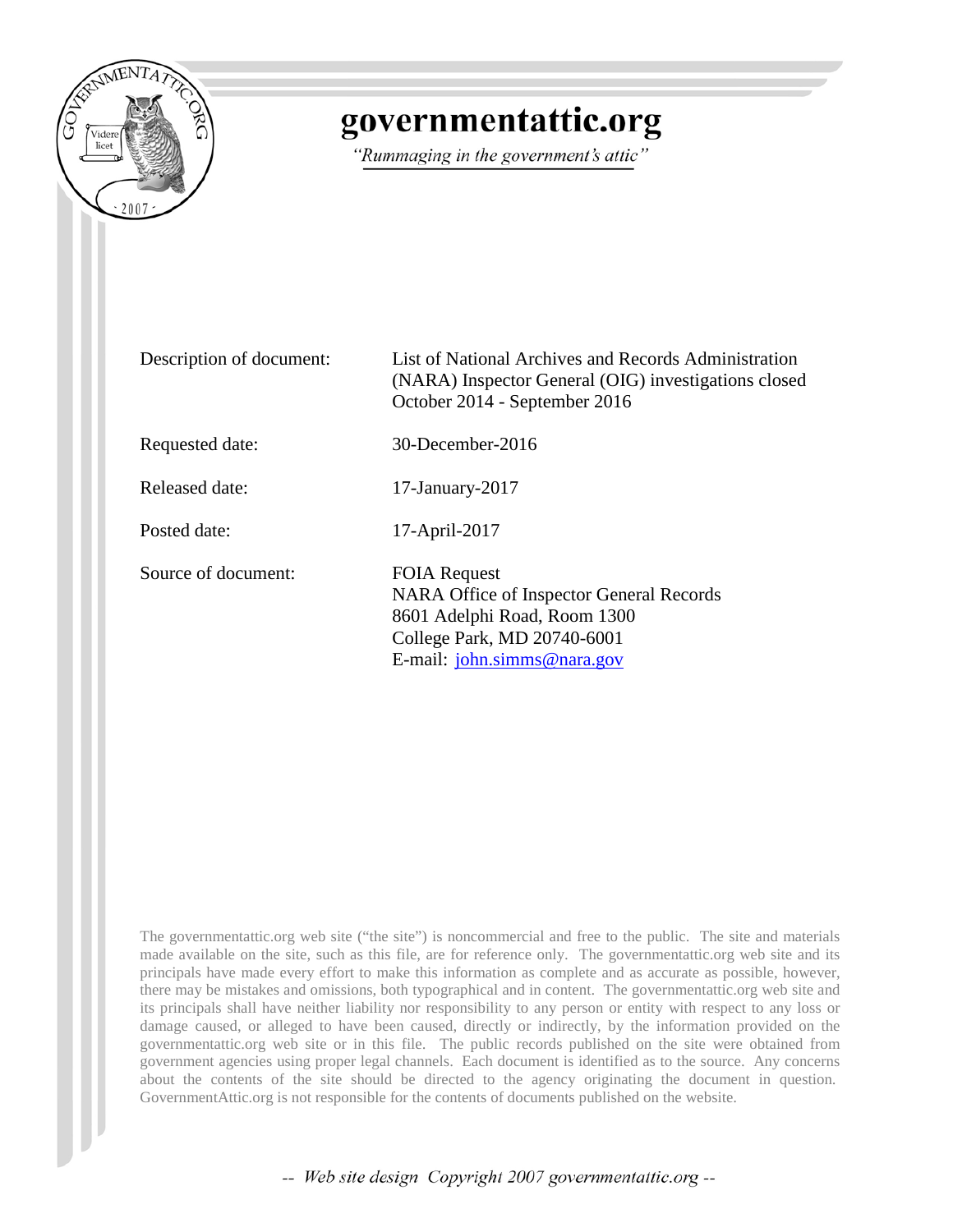# governmentattic.org

*"Rummaging in the government's attic"*

| | |
|---|---|
| Description of document: | List of National Archives and Records Administration (NARA) Inspector General (OIG) investigations closed October 2014 - September 2016 |
| Requested date: | 30-December-2016 |
| Released date: | 17-January-2017 |
| Posted date: | 17-April-2017 |
| Source of document: | FOIA Request<br>NARA Office of Inspector General Records<br>8601 Adelphi Road, Room 1300<br>College Park, MD 20740-6001<br>E-mail: [john.simms@nara.gov](mailto:john.simms@nara.gov) |

The governmentattic.org web site ("the site") is noncommercial and free to the public. The site and materials made available on the site, such as this file, are for reference only. The governmentattic.org web site and its principals have made every effort to make this information as complete and as accurate as possible, however, there may be mistakes and omissions, both typographical and in content. The governmentattic.org web site and its principals shall have neither liability nor responsibility to any person or entity with respect to any loss or damage caused, or alleged to have been caused, directly or indirectly, by the information provided on the governmentattic.org web site or in this file. The public records published on the site were obtained from government agencies using proper legal channels. Each document is identified as to the source. Any concerns about the contents of the site should be directed to the agency originating the document in question. GovernmentAttic.org is not responsible for the contents of documents published on the website.

*-- Web site design Copyright 2007 governmentattic.org --*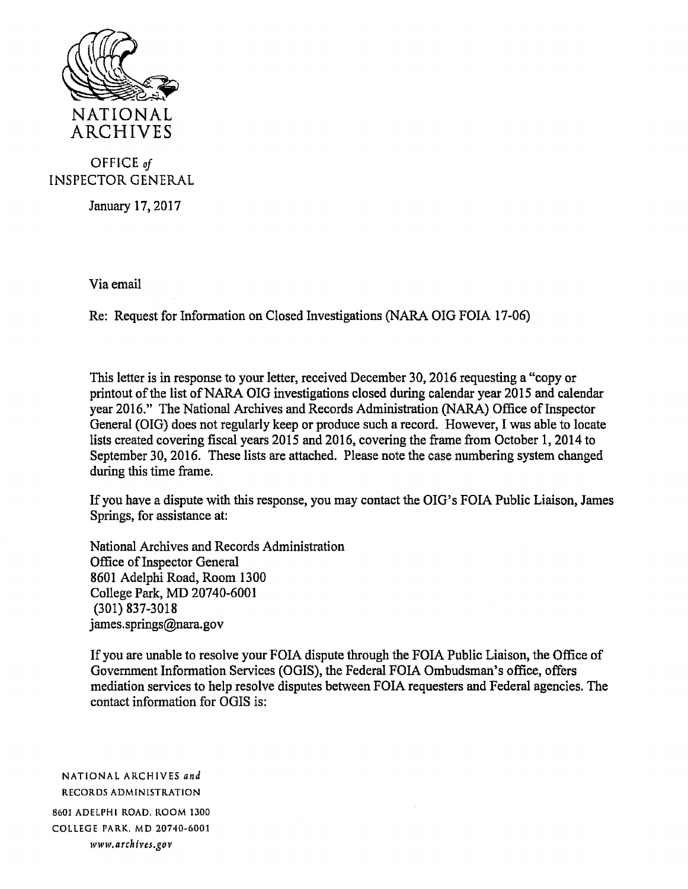NATIONAL ARCHIVES

OFFICE *of* INSPECTOR GENERAL

January 17, 2017

Via email

Re: Request for Information on Closed Investigations (NARA OIG FOIA 17-06)

This letter is in response to your letter, received December 30, 2016 requesting a "copy or printout of the list of NARA OIG investigations closed during calendar year 2015 and calendar year 2016." The National Archives and Records Administration (NARA) Office of Inspector General (OIG) does not regularly keep or produce such a record. However, I was able to locate lists created covering fiscal years 2015 and 2016, covering the frame from October 1, 2014 to September 30, 2016. These lists are attached. Please note the case numbering system changed during this time frame.

If you have a dispute with this response, you may contact the OIG's FOIA Public Liaison, James Springs, for assistance at:

National Archives and Records Administration
Office of Inspector General
8601 Adelphi Road, Room 1300
College Park, MD 20740-6001
(301) 837-3018
james.springs@nara.gov

If you are unable to resolve your FOIA dispute through the FOIA Public Liaison, the Office of Government Information Services (OGIS), the Federal FOIA Ombudsman's office, offers mediation services to help resolve disputes between FOIA requesters and Federal agencies. The contact information for OGIS is:

NATIONAL ARCHIVES *and* RECORDS ADMINISTRATION
8601 ADELPHI ROAD, ROOM 1300
COLLEGE PARK, MD 20740-6001
*www.archives.gov*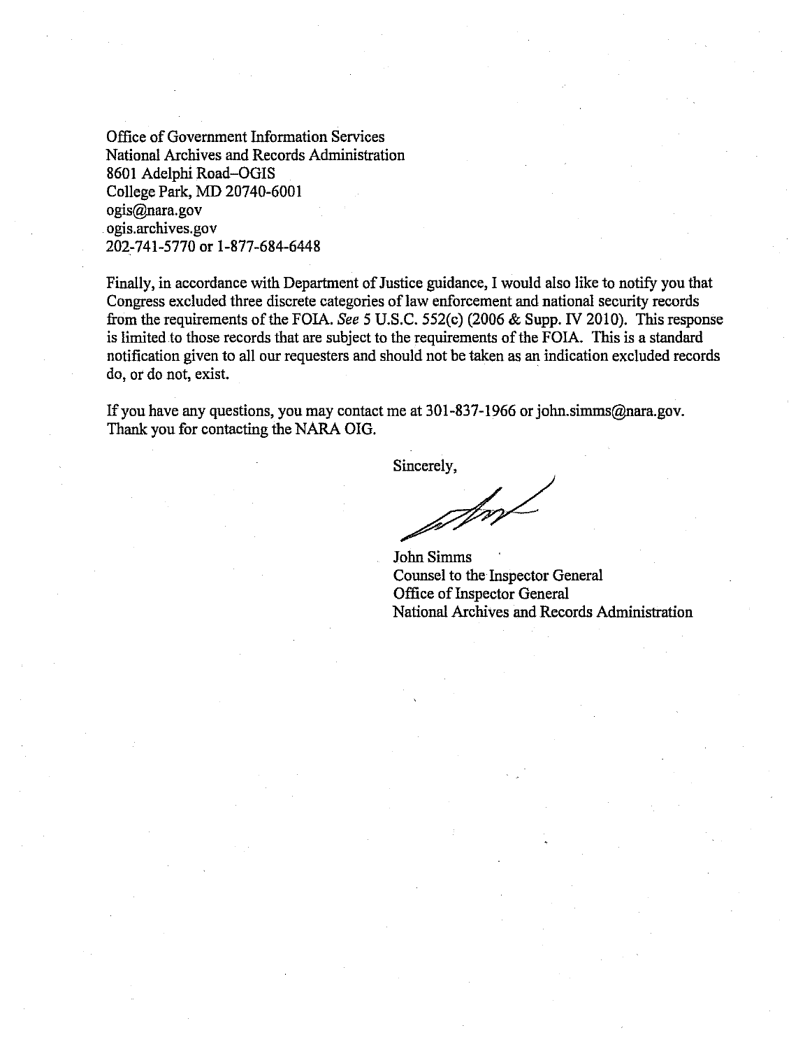Office of Government Information Services
National Archives and Records Administration
8601 Adelphi Road–OGIS
College Park, MD 20740-6001
ogis@nara.gov
ogis.archives.gov
202-741-5770 or 1-877-684-6448

Finally, in accordance with Department of Justice guidance, I would also like to notify you that Congress excluded three discrete categories of law enforcement and national security records from the requirements of the FOIA. *See* 5 U.S.C. 552(c) (2006 & Supp. IV 2010). This response is limited to those records that are subject to the requirements of the FOIA. This is a standard notification given to all our requesters and should not be taken as an indication excluded records do, or do not, exist.

If you have any questions, you may contact me at 301-837-1966 or john.simms@nara.gov. Thank you for contacting the NARA OIG.

Sincerely,

John Simms
Counsel to the Inspector General
Office of Inspector General
National Archives and Records Administration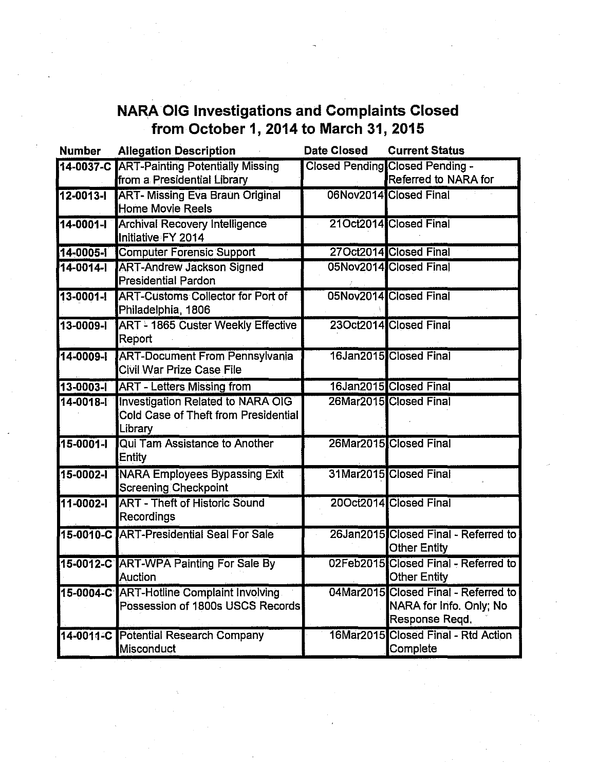## NARA OIG Investigations and Complaints Closed from October 1, 2014 to March 31, 2015

| Number | Allegation Description | Date Closed | Current Status |
|---|---|---|---|
| 14-0037-C | ART-Painting Potentially Missing from a Presidential Library | Closed Pending | Closed Pending - Referred to NARA for |
| 12-0013-I | ART- Missing Eva Braun Original Home Movie Reels | 06Nov2014 | Closed Final |
| 14-0001-I | Archival Recovery Intelligence Initiative FY 2014 | 21Oct2014 | Closed Final |
| 14-0005-I | Computer Forensic Support | 27Oct2014 | Closed Final |
| 14-0014-I | ART-Andrew Jackson Signed Presidential Pardon | 05Nov2014 | Closed Final |
| 13-0001-I | ART-Customs Collector for Port of Philadelphia, 1806 | 05Nov2014 | Closed Final |
| 13-0009-I | ART - 1865 Custer Weekly Effective Report | 23Oct2014 | Closed Final |
| 14-0009-I | ART-Document From Pennsylvania Civil War Prize Case File | 16Jan2015 | Closed Final |
| 13-0003-I | ART - Letters Missing from | 16Jan2015 | Closed Final |
| 14-0018-I | Investigation Related to NARA OIG Cold Case of Theft from Presidential Library | 26Mar2015 | Closed Final |
| 15-0001-I | Qui Tam Assistance to Another Entity | 26Mar2015 | Closed Final |
| 15-0002-I | NARA Employees Bypassing Exit Screening Checkpoint | 31Mar2015 | Closed Final |
| 11-0002-I | ART - Theft of Historic Sound Recordings | 20Oct2014 | Closed Final |
| 15-0010-C | ART-Presidential Seal For Sale | 26Jan2015 | Closed Final - Referred to Other Entity |
| 15-0012-C | ART-WPA Painting For Sale By Auction | 02Feb2015 | Closed Final - Referred to Other Entity |
| 15-0004-C | ART-Hotline Complaint Involving Possession of 1800s USCS Records | 04Mar2015 | Closed Final - Referred to NARA for Info. Only; No Response Reqd. |
| 14-0011-C | Potential Research Company Misconduct | 16Mar2015 | Closed Final - Rtd Action Complete |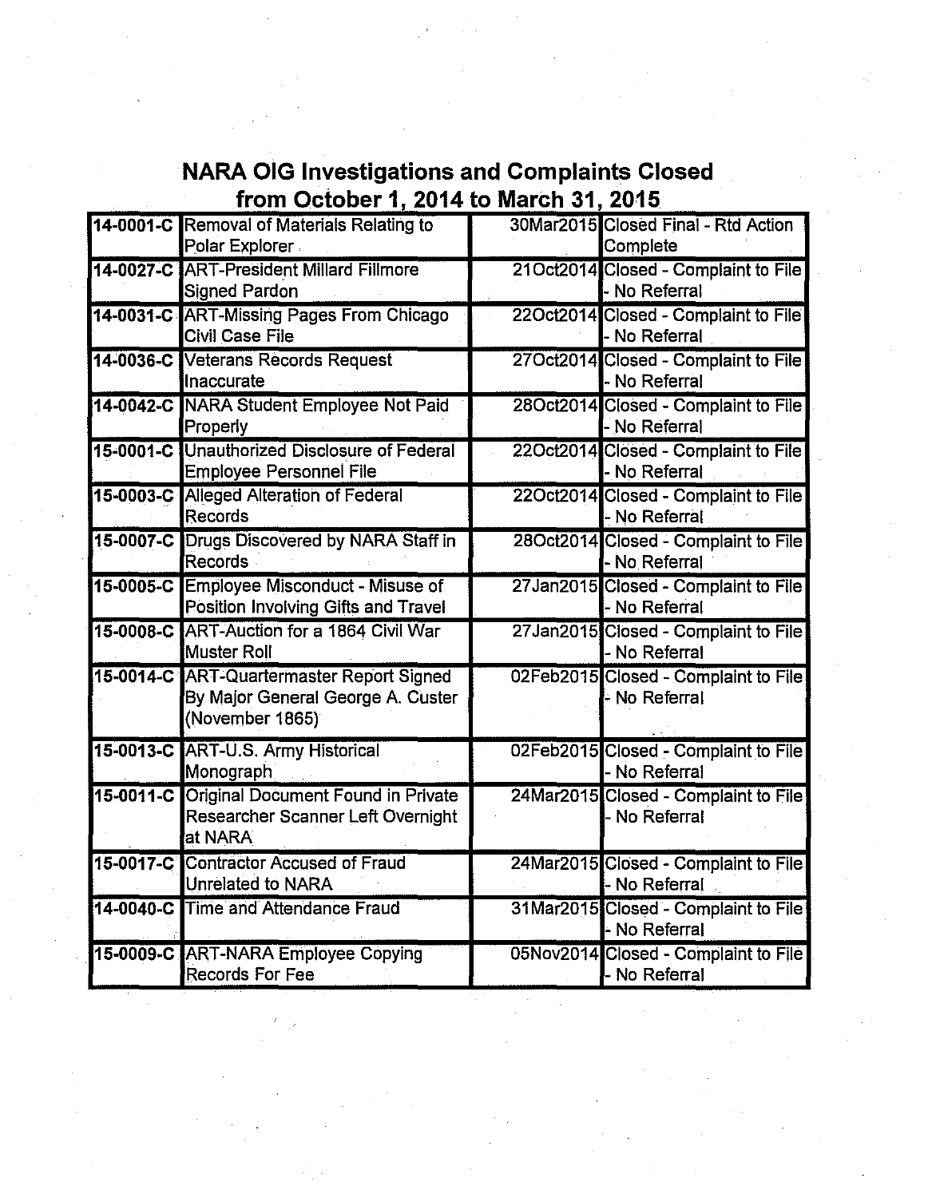# NARA OIG Investigations and Complaints Closed from October 1, 2014 to March 31, 2015

| | | | |
|---|---|---|---|
| 14-0001-C | Removal of Materials Relating to Polar Explorer | 30Mar2015 | Closed Final - Rtd Action Complete |
| 14-0027-C | ART-President Millard Fillmore Signed Pardon | 21Oct2014 | Closed - Complaint to File - No Referral |
| 14-0031-C | ART-Missing Pages From Chicago Civil Case File | 22Oct2014 | Closed - Complaint to File - No Referral |
| 14-0036-C | Veterans Records Request Inaccurate | 27Oct2014 | Closed - Complaint to File - No Referral |
| 14-0042-C | NARA Student Employee Not Paid Properly | 28Oct2014 | Closed - Complaint to File - No Referral |
| 15-0001-C | Unauthorized Disclosure of Federal Employee Personnel File | 22Oct2014 | Closed - Complaint to File - No Referral |
| 15-0003-C | Alleged Alteration of Federal Records | 22Oct2014 | Closed - Complaint to File - No Referral |
| 15-0007-C | Drugs Discovered by NARA Staff in Records | 28Oct2014 | Closed - Complaint to File - No Referral |
| 15-0005-C | Employee Misconduct - Misuse of Position Involving Gifts and Travel | 27Jan2015 | Closed - Complaint to File - No Referral |
| 15-0008-C | ART-Auction for a 1864 Civil War Muster Roll | 27Jan2015 | Closed - Complaint to File - No Referral |
| 15-0014-C | ART-Quartermaster Report Signed By Major General George A. Custer (November 1865) | 02Feb2015 | Closed - Complaint to File - No Referral |
| 15-0013-C | ART-U.S. Army Historical Monograph | 02Feb2015 | Closed - Complaint to File - No Referral |
| 15-0011-C | Original Document Found in Private Researcher Scanner Left Overnight at NARA | 24Mar2015 | Closed - Complaint to File - No Referral |
| 15-0017-C | Contractor Accused of Fraud Unrelated to NARA | 24Mar2015 | Closed - Complaint to File - No Referral |
| 14-0040-C | Time and Attendance Fraud | 31Mar2015 | Closed - Complaint to File - No Referral |
| 15-0009-C | ART-NARA Employee Copying Records For Fee | 05Nov2014 | Closed - Complaint to File - No Referral |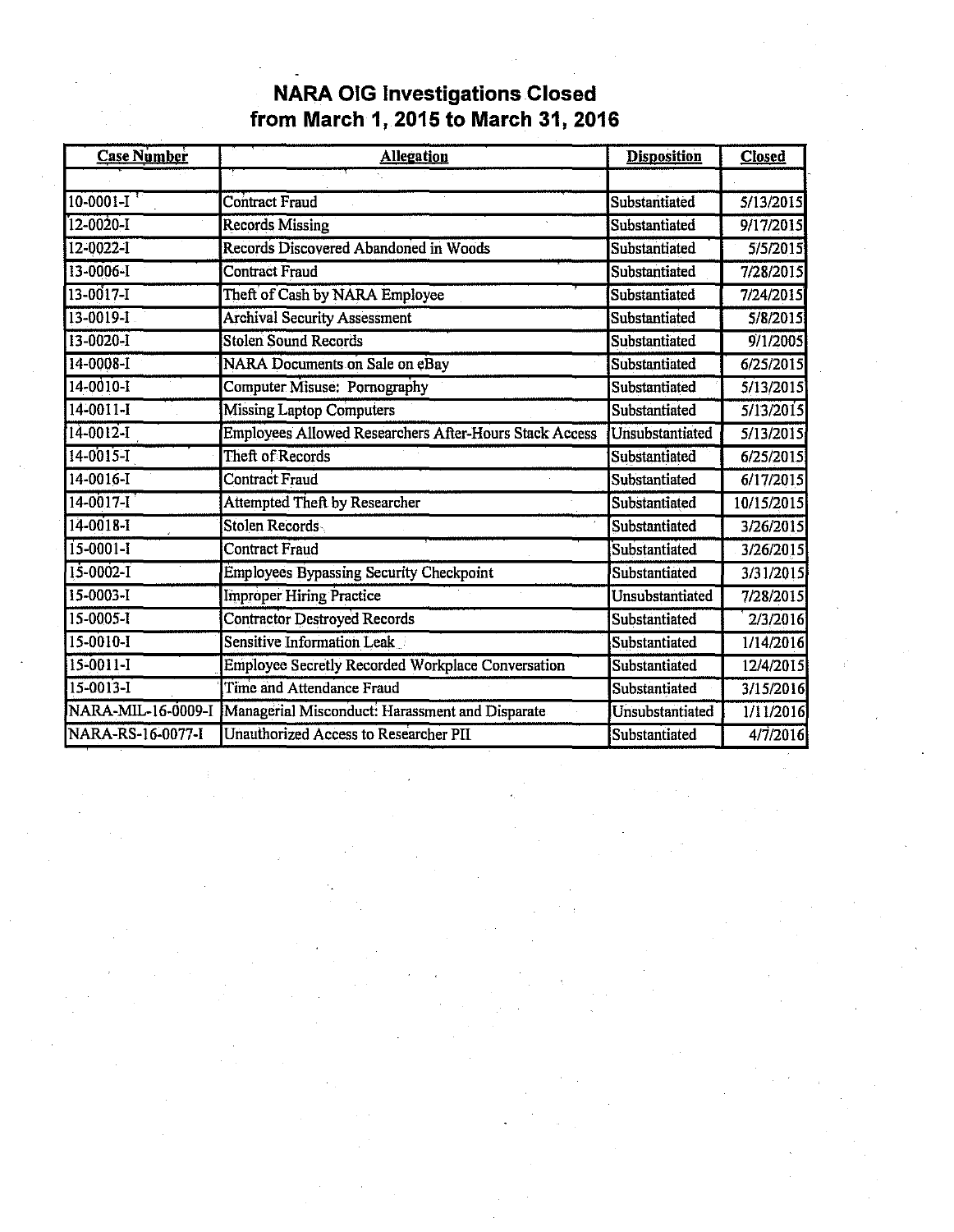# NARA OIG Investigations Closed from March 1, 2015 to March 31, 2016

| Case Number | Allegation | Disposition | Closed |
|---|---|---|---|
| | | | |
| 10-0001-I | Contract Fraud | Substantiated | 5/13/2015 |
| 12-0020-I | Records Missing | Substantiated | 9/17/2015 |
| 12-0022-I | Records Discovered Abandoned in Woods | Substantiated | 5/5/2015 |
| 13-0006-I | Contract Fraud | Substantiated | 7/28/2015 |
| 13-0017-I | Theft of Cash by NARA Employee | Substantiated | 7/24/2015 |
| 13-0019-I | Archival Security Assessment | Substantiated | 5/8/2015 |
| 13-0020-I | Stolen Sound Records | Substantiated | 9/1/2005 |
| 14-0008-I | NARA Documents on Sale on eBay | Substantiated | 6/25/2015 |
| 14-0010-I | Computer Misuse: Pornography | Substantiated | 5/13/2015 |
| 14-0011-I | Missing Laptop Computers | Substantiated | 5/13/2015 |
| 14-0012-I | Employees Allowed Researchers After-Hours Stack Access | Unsubstantiated | 5/13/2015 |
| 14-0015-I | Theft of Records | Substantiated | 6/25/2015 |
| 14-0016-I | Contract Fraud | Substantiated | 6/17/2015 |
| 14-0017-I | Attempted Theft by Researcher | Substantiated | 10/15/2015 |
| 14-0018-I | Stolen Records | Substantiated | 3/26/2015 |
| 15-0001-I | Contract Fraud | Substantiated | 3/26/2015 |
| 15-0002-I | Employees Bypassing Security Checkpoint | Substantiated | 3/31/2015 |
| 15-0003-I | Improper Hiring Practice | Unsubstantiated | 7/28/2015 |
| 15-0005-I | Contractor Destroyed Records | Substantiated | 2/3/2016 |
| 15-0010-I | Sensitive Information Leak | Substantiated | 1/14/2016 |
| 15-0011-I | Employee Secretly Recorded Workplace Conversation | Substantiated | 12/4/2015 |
| 15-0013-I | Time and Attendance Fraud | Substantiated | 3/15/2016 |
| NARA-MIL-16-0009-I | Managerial Misconduct: Harassment and Disparate | Unsubstantiated | 1/11/2016 |
| NARA-RS-16-0077-I | Unauthorized Access to Researcher PII | Substantiated | 4/7/2016 |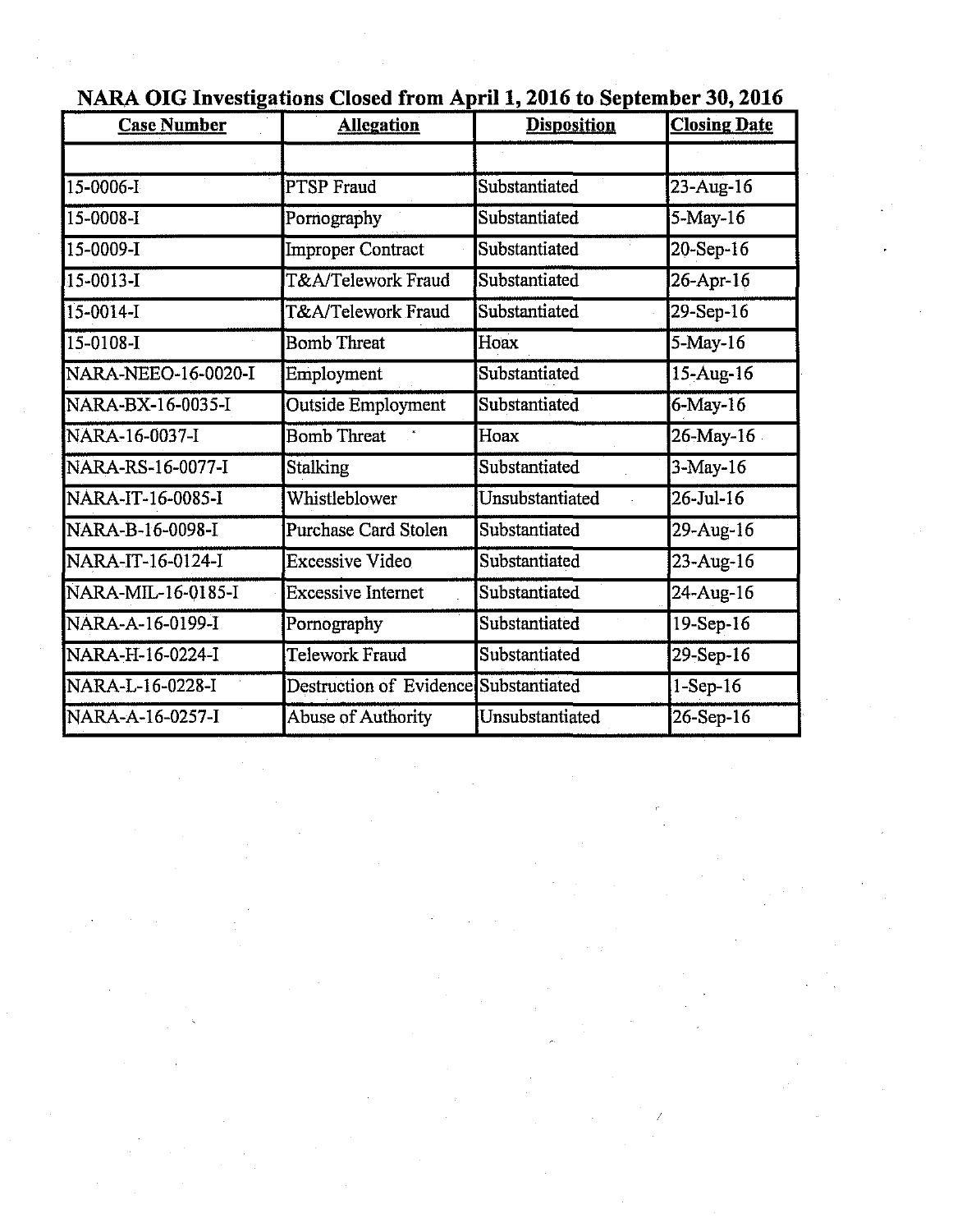## NARA OIG Investigations Closed from April 1, 2016 to September 30, 2016

| Case Number | Allegation | Disposition | Closing Date |
|---|---|---|---|
| | | | |
| 15-0006-I | PTSP Fraud | Substantiated | 23-Aug-16 |
| 15-0008-I | Pornography | Substantiated | 5-May-16 |
| 15-0009-I | Improper Contract | Substantiated | 20-Sep-16 |
| 15-0013-I | T&A/Telework Fraud | Substantiated | 26-Apr-16 |
| 15-0014-I | T&A/Telework Fraud | Substantiated | 29-Sep-16 |
| 15-0108-I | Bomb Threat | Hoax | 5-May-16 |
| NARA-NEEO-16-0020-I | Employment | Substantiated | 15-Aug-16 |
| NARA-BX-16-0035-I | Outside Employment | Substantiated | 6-May-16 |
| NARA-16-0037-I | Bomb Threat | Hoax | 26-May-16 |
| NARA-RS-16-0077-I | Stalking | Substantiated | 3-May-16 |
| NARA-IT-16-0085-I | Whistleblower | Unsubstantiated | 26-Jul-16 |
| NARA-B-16-0098-I | Purchase Card Stolen | Substantiated | 29-Aug-16 |
| NARA-IT-16-0124-I | Excessive Video | Substantiated | 23-Aug-16 |
| NARA-MIL-16-0185-I | Excessive Internet | Substantiated | 24-Aug-16 |
| NARA-A-16-0199-I | Pornography | Substantiated | 19-Sep-16 |
| NARA-H-16-0224-I | Telework Fraud | Substantiated | 29-Sep-16 |
| NARA-L-16-0228-I | Destruction of Evidence | Substantiated | 1-Sep-16 |
| NARA-A-16-0257-I | Abuse of Authority | Unsubstantiated | 26-Sep-16 |